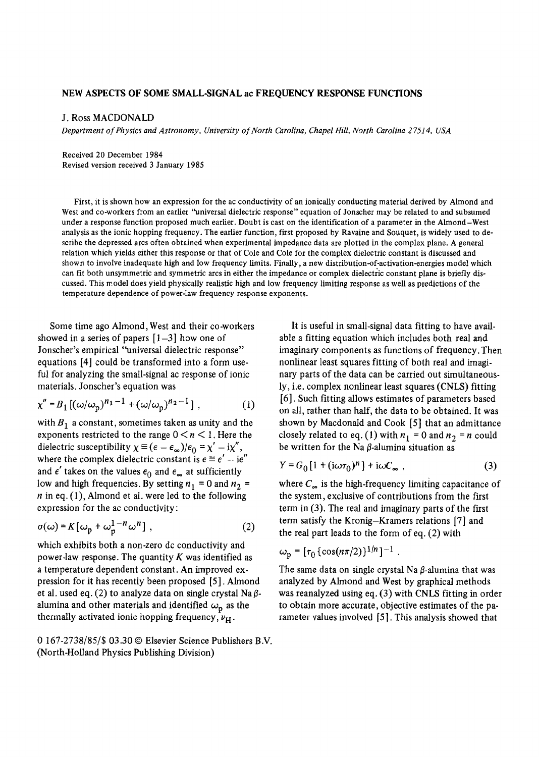# NEW ASPECTS OF SOME SMALL-SIGNAL ac FREQUENCY RESPONSE FUNCTIONS

J. Ross MACDONALD

*Department of Physics and Astronomy, University of North Carolina, Chapel Hill, North Carolina 27514, USA*

Received 20 December 1984
Revised version received 3 January 1985

First, it is shown how an expression for the ac conductivity of an ionically conducting material derived by Almond and West and co-workers from an earlier "universal dielectric response" equation of Jonscher may be related to and subsumed under a response function proposed much earlier. Doubt is cast on the identification of a parameter in the Almond–West analysis as the ionic hopping frequency. The earlier function, first proposed by Ravaine and Souquet, is widely used to describe the depressed arcs often obtained when experimental impedance data are plotted in the complex plane. A general relation which yields either this response or that of Cole and Cole for the complex dielectric constant is discussed and shown to involve inadequate high and low frequency limits. Finally, a new distribution-of-activation-energies model which can fit both unsymmetric and symmetric arcs in either the impedance or complex dielectric constant plane is briefly discussed. This model does yield physically realistic high and low frequency limiting response as well as predictions of the temperature dependence of power-law frequency response exponents.

Some time ago Almond, West and their co-workers showed in a series of papers [1–3] how one of Jonscher's empirical "universal dielectric response" equations [4] could be transformed into a form useful for analyzing the small-signal ac response of ionic materials. Jonscher's equation was

$$\chi'' = B_1 \left[ (\omega/\omega_p)^{n_1 - 1} + (\omega/\omega_p)^{n_2 - 1} \right] , \qquad (1)$$

with $B_1$ a constant, sometimes taken as unity and the exponents restricted to the range $0 < n < 1$. Here the dielectric susceptibility $\chi \equiv (\epsilon - \epsilon_\infty)/\epsilon_0 = \chi' - i\chi''$, where the complex dielectric constant is $\epsilon \equiv \epsilon' - i\epsilon''$ and $\epsilon'$ takes on the values $\epsilon_0$ and $\epsilon_\infty$ at sufficiently low and high frequencies. By setting $n_1 = 0$ and $n_2 = n$ in eq. (1), Almond et al. were led to the following expression for the ac conductivity:

$$\sigma(\omega) = K\left[\omega_p + \omega_p^{1-n}\omega^n\right] , \qquad (2)$$

which exhibits both a non-zero dc conductivity and power-law response. The quantity $K$ was identified as a temperature dependent constant. An improved expression for it has recently been proposed [5]. Almond et al. used eq. (2) to analyze data on single crystal Na $\beta$-alumina and other materials and identified $\omega_p$ as the thermally activated ionic hopping frequency, $\nu_H$.

0 167-2738/85/\$ 03.30 © Elsevier Science Publishers B.V.
(North-Holland Physics Publishing Division)

It is useful in small-signal data fitting to have available a fitting equation which includes both real and imaginary components as functions of frequency. Then nonlinear least squares fitting of both real and imaginary parts of the data can be carried out simultaneously, i.e. complex nonlinear least squares (CNLS) fitting [6]. Such fitting allows estimates of parameters based on all, rather than half, the data to be obtained. It was shown by Macdonald and Cook [5] that an admittance closely related to eq. (1) with $n_1 = 0$ and $n_2 = n$ could be written for the Na $\beta$-alumina situation as

$$Y = G_0\left[1 + (i\omega\tau_0)^n\right] + i\omega C_\infty , \qquad (3)$$

where $C_\infty$ is the high-frequency limiting capacitance of the system, exclusive of contributions from the first term in (3). The real and imaginary parts of the first term satisfy the Kronig–Kramers relations [7] and the real part leads to the form of eq. (2) with

$$\omega_p = \left[\tau_0\{\cos(n\pi/2)\}^{1/n}\right]^{-1} .$$

The same data on single crystal Na $\beta$-alumina that was analyzed by Almond and West by graphical methods was reanalyzed using eq. (3) with CNLS fitting in order to obtain more accurate, objective estimates of the parameter values involved [5]. This analysis showed that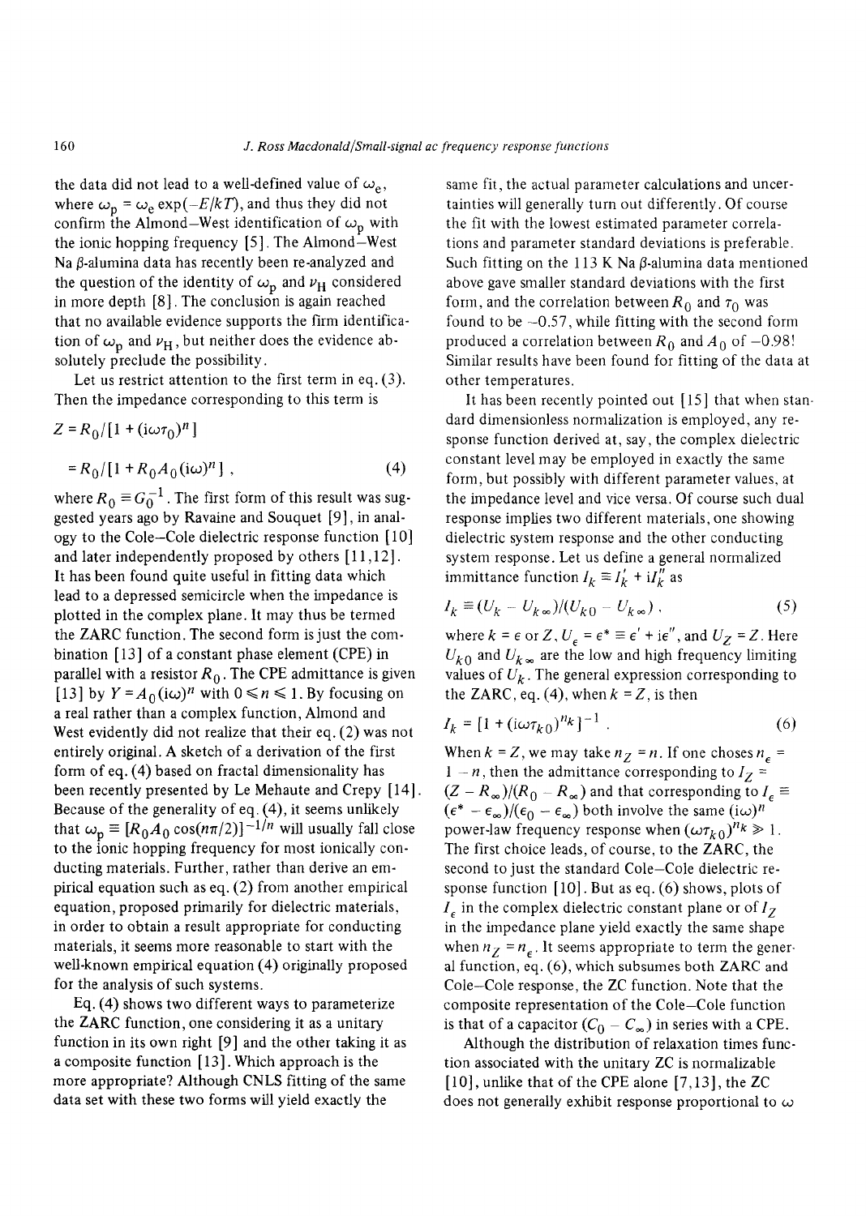the data did not lead to a well-defined value of $\omega_e$, where $\omega_p = \omega_e \exp(-E/kT)$, and thus they did not confirm the Almond–West identification of $\omega_p$ with the ionic hopping frequency [5]. The Almond–West Na $\beta$-alumina data has recently been re-analyzed and the question of the identity of $\omega_p$ and $\nu_H$ considered in more depth [8]. The conclusion is again reached that no available evidence supports the firm identification of $\omega_p$ and $\nu_H$, but neither does the evidence absolutely preclude the possibility.

Let us restrict attention to the first term in eq. (3). Then the impedance corresponding to this term is

$$Z = R_0/[1 + (i\omega\tau_0)^n]$$

$$= R_0/[1 + R_0 A_0 (i\omega)^n] , \qquad (4)$$

where $R_0 \equiv G_0^{-1}$. The first form of this result was suggested years ago by Ravaine and Souquet [9], in analogy to the Cole–Cole dielectric response function [10] and later independently proposed by others [11,12]. It has been found quite useful in fitting data which lead to a depressed semicircle when the impedance is plotted in the complex plane. It may thus be termed the ZARC function. The second form is just the combination [13] of a constant phase element (CPE) in parallel with a resistor $R_0$. The CPE admittance is given [13] by $Y = A_0(i\omega)^n$ with $0 \leqslant n \leqslant 1$. By focusing on a real rather than a complex function, Almond and West evidently did not realize that their eq. (2) was not entirely original. A sketch of a derivation of the first form of eq. (4) based on fractal dimensionality has been recently presented by Le Mehaute and Crepy [14]. Because of the generality of eq. (4), it seems unlikely that $\omega_p \equiv [R_0 A_0 \cos(n\pi/2)]^{-1/n}$ will usually fall close to the ionic hopping frequency for most ionically conducting materials. Further, rather than derive an empirical equation such as eq. (2) from another empirical equation, proposed primarily for dielectric materials, in order to obtain a result appropriate for conducting materials, it seems more reasonable to start with the well-known empirical equation (4) originally proposed for the analysis of such systems.

Eq. (4) shows two different ways to parameterize the ZARC function, one considering it as a unitary function in its own right [9] and the other taking it as a composite function [13]. Which approach is the more appropriate? Although CNLS fitting of the same data set with these two forms will yield exactly the same fit, the actual parameter calculations and uncertainties will generally turn out differently. Of course the fit with the lowest estimated parameter correlations and parameter standard deviations is preferable. Such fitting on the 113 K Na $\beta$-alumina data mentioned above gave smaller standard deviations with the first form, and the correlation between $R_0$ and $\tau_0$ was found to be $-0.57$, while fitting with the second form produced a correlation between $R_0$ and $A_0$ of $-0.98$! Similar results have been found for fitting of the data at other temperatures.

It has been recently pointed out [15] that when standard dimensionless normalization is employed, any response function derived at, say, the complex dielectric constant level may be employed in exactly the same form, but possibly with different parameter values, at the impedance level and vice versa. Of course such dual response implies two different materials, one showing dielectric system response and the other conducting system response. Let us define a general normalized immittance function $I_k \equiv I_k' + iI_k''$ as

$$I_k \equiv (U_k - U_{k\infty})/(U_{k0} - U_{k\infty}) , \qquad (5)$$

where $k = \epsilon$ or $Z$, $U_\epsilon = \epsilon^* \equiv \epsilon' + i\epsilon''$, and $U_Z = Z$. Here $U_{k0}$ and $U_{k\infty}$ are the low and high frequency limiting values of $U_k$. The general expression corresponding to the ZARC, eq. (4), when $k = Z$, is then

$$I_k = [1 + (i\omega\tau_{k0})^{n_k}]^{-1} . \qquad (6)$$

When $k = Z$, we may take $n_Z = n$. If one choses $n_\epsilon = 1 - n$, then the admittance corresponding to $I_Z = (Z - R_\infty)/(R_0 - R_\infty)$ and that corresponding to $I_\epsilon \equiv (\epsilon^* - \epsilon_\infty)/(\epsilon_0 - \epsilon_\infty)$ both involve the same $(i\omega)^n$ power-law frequency response when $(\omega\tau_{k0})^{n_k} \gg 1$. The first choice leads, of course, to the ZARC, the second to just the standard Cole–Cole dielectric response function [10]. But as eq. (6) shows, plots of $I_\epsilon$ in the complex dielectric constant plane or of $I_Z$ in the impedance plane yield exactly the same shape when $n_Z = n_\epsilon$. It seems appropriate to term the general function, eq. (6), which subsumes both ZARC and Cole–Cole response, the ZC function. Note that the composite representation of the Cole–Cole function is that of a capacitor $(C_0 - C_\infty)$ in series with a CPE.

Although the distribution of relaxation times function associated with the unitary ZC is normalizable [10], unlike that of the CPE alone [7,13], the ZC does not generally exhibit response proportional to $\omega$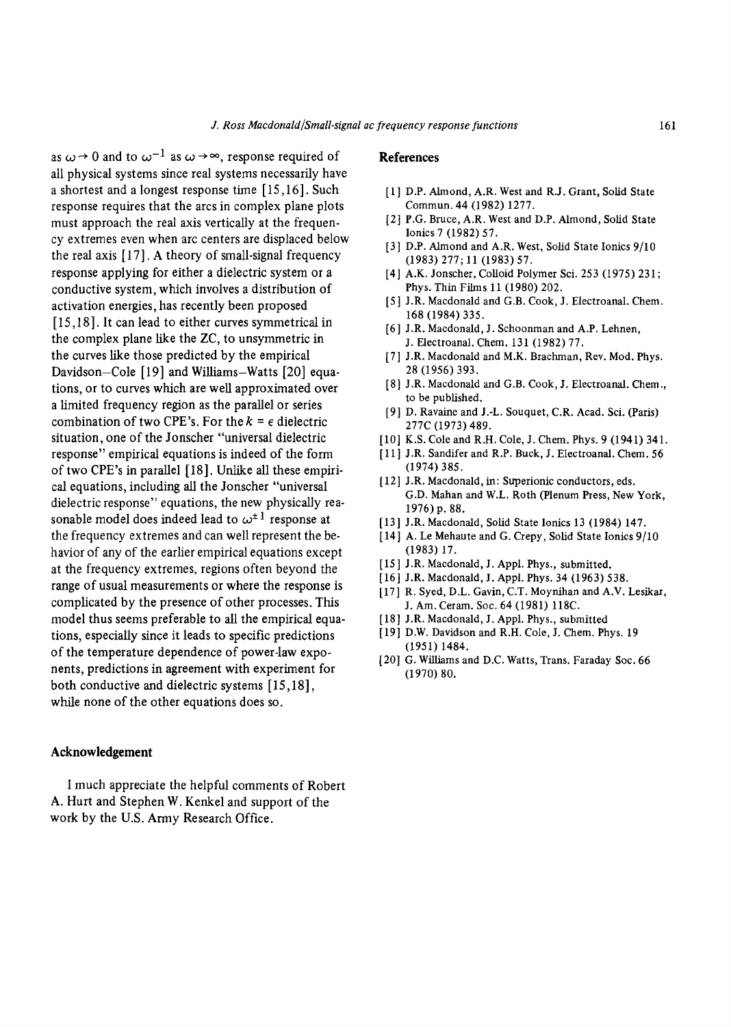as $\omega \to 0$ and to $\omega^{-1}$ as $\omega \to \infty$, response required of all physical systems since real systems necessarily have a shortest and a longest response time [15,16]. Such response requires that the arcs in complex plane plots must approach the real axis vertically at the frequency extremes even when arc centers are displaced below the real axis [17]. A theory of small-signal frequency response applying for either a dielectric system or a conductive system, which involves a distribution of activation energies, has recently been proposed [15,18]. It can lead to either curves symmetrical in the complex plane like the ZC, to unsymmetric in the curves like those predicted by the empirical Davidson–Cole [19] and Williams–Watts [20] equations, or to curves which are well approximated over a limited frequency region as the parallel or series combination of two CPE's. For the $k = \epsilon$ dielectric situation, one of the Jonscher "universal dielectric response" equations is indeed of the form of two CPE's in parallel [18]. Unlike all these empirical equations, including all the Jonscher "universal dielectric response" equations, the new physically reasonable model does indeed lead to $\omega^{\pm 1}$ response at the frequency extremes and can well represent the behavior of any of the earlier empirical equations except at the frequency extremes, regions often beyond the range of usual measurements or where the response is complicated by the presence of other processes. This model thus seems preferable to all the empirical equations, especially since it leads to specific predictions of the temperature dependence of power-law exponents, predictions in agreement with experiment for both conductive and dielectric systems [15,18], while none of the other equations does so.

## Acknowledgement

I much appreciate the helpful comments of Robert A. Hurt and Stephen W. Kenkel and support of the work by the U.S. Army Research Office.

## References

[1] D.P. Almond, A.R. West and R.J. Grant, Solid State Commun. 44 (1982) 1277.

[2] P.G. Bruce, A.R. West and D.P. Almond, Solid State Ionics 7 (1982) 57.

[3] D.P. Almond and A.R. West, Solid State Ionics 9/10 (1983) 277; 11 (1983) 57.

[4] A.K. Jonscher, Colloid Polymer Sci. 253 (1975) 231; Phys. Thin Films 11 (1980) 202.

[5] J.R. Macdonald and G.B. Cook, J. Electroanal. Chem. 168 (1984) 335.

[6] J.R. Macdonald, J. Schoonman and A.P. Lehnen, J. Electroanal. Chem. 131 (1982) 77.

[7] J.R. Macdonald and M.K. Brachman, Rev. Mod. Phys. 28 (1956) 393.

[8] J.R. Macdonald and G.B. Cook, J. Electroanal. Chem., to be published.

[9] D. Ravaine and J.-L. Souquet, C.R. Acad. Sci. (Paris) 277C (1973) 489.

[10] K.S. Cole and R.H. Cole, J. Chem. Phys. 9 (1941) 341.

[11] J.R. Sandifer and R.P. Buck, J. Electroanal. Chem. 56 (1974) 385.

[12] J.R. Macdonald, in: Superionic conductors, eds. G.D. Mahan and W.L. Roth (Plenum Press, New York, 1976) p. 88.

[13] J.R. Macdonald, Solid State Ionics 13 (1984) 147.

[14] A. Le Mehaute and G. Crepy, Solid State Ionics 9/10 (1983) 17.

[15] J.R. Macdonald, J. Appl. Phys., submitted.

[16] J.R. Macdonald, J. Appl. Phys. 34 (1963) 538.

[17] R. Syed, D.L. Gavin, C.T. Moynihan and A.V. Lesikar, J. Am. Ceram. Soc. 64 (1981) 118C.

[18] J.R. Macdonald, J. Appl. Phys., submitted

[19] D.W. Davidson and R.H. Cole, J. Chem. Phys. 19 (1951) 1484.

[20] G. Williams and D.C. Watts, Trans. Faraday Soc. 66 (1970) 80.